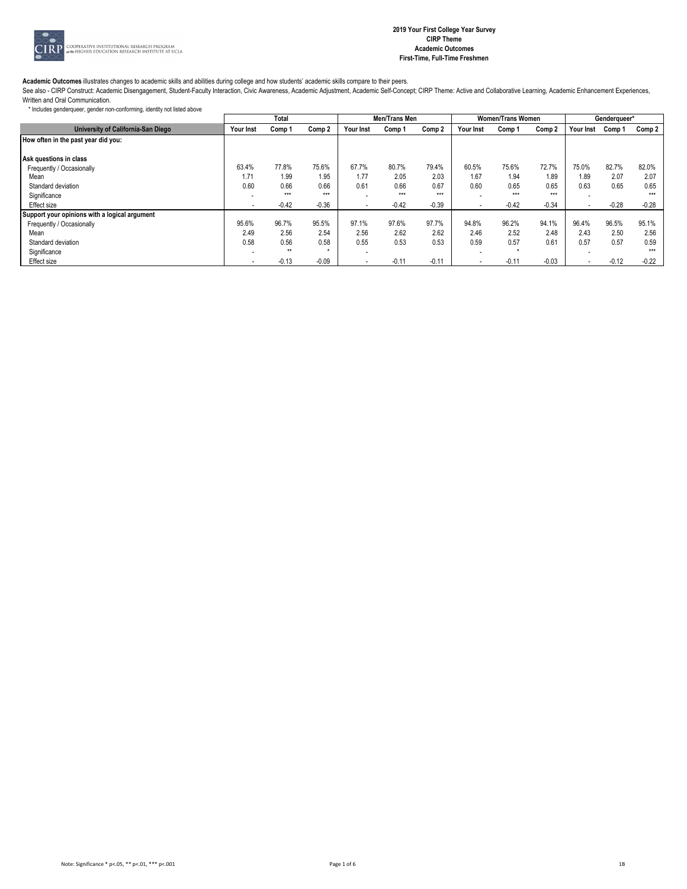**2019 Your First College Year Survey**
**CIRP Theme**
**Academic Outcomes**
**First-Time, Full-Time Freshmen**

**Academic Outcomes** illustrates changes to academic skills and abilities during college and how students' academic skills compare to their peers.
See also - CIRP Construct: Academic Disengagement, Student-Faculty Interaction, Civic Awareness, Academic Adjustment, Academic Self-Concept; CIRP Theme: Active and Collaborative Learning, Academic Enhancement Experiences, Written and Oral Communication.

* Includes genderqueer, gender non-conforming, identity not listed above

| | Total | | | Men/Trans Men | | | Women/Trans Women | | | Genderqueer* | | |
|---|---|---|---|---|---|---|---|---|---|---|---|---|
| **University of California-San Diego** | **Your Inst** | **Comp 1** | **Comp 2** | **Your Inst** | **Comp 1** | **Comp 2** | **Your Inst** | **Comp 1** | **Comp 2** | **Your Inst** | **Comp 1** | **Comp 2** |
| **How often in the past year did you:** | | | | | | | | | | | | |
| **Ask questions in class** | | | | | | | | | | | | |
| Frequently / Occasionally | 63.4% | 77.8% | 75.6% | 67.7% | 80.7% | 79.4% | 60.5% | 75.6% | 72.7% | 75.0% | 82.7% | 82.0% |
| Mean | 1.71 | 1.99 | 1.95 | 1.77 | 2.05 | 2.03 | 1.67 | 1.94 | 1.89 | 1.89 | 2.07 | 2.07 |
| Standard deviation | 0.60 | 0.66 | 0.66 | 0.61 | 0.66 | 0.67 | 0.60 | 0.65 | 0.65 | 0.63 | 0.65 | 0.65 |
| Significance | - | *** | *** | - | *** | *** | - | *** | *** | - | | *** |
| Effect size | - | -0.42 | -0.36 | - | -0.42 | -0.39 | - | -0.42 | -0.34 | - | -0.28 | -0.28 |
| **Support your opinions with a logical argument** | | | | | | | | | | | | |
| Frequently / Occasionally | 95.6% | 96.7% | 95.5% | 97.1% | 97.6% | 97.7% | 94.8% | 96.2% | 94.1% | 96.4% | 96.5% | 95.1% |
| Mean | 2.49 | 2.56 | 2.54 | 2.56 | 2.62 | 2.62 | 2.46 | 2.52 | 2.48 | 2.43 | 2.50 | 2.56 |
| Standard deviation | 0.58 | 0.56 | 0.58 | 0.55 | 0.53 | 0.53 | 0.59 | 0.57 | 0.61 | 0.57 | 0.57 | 0.59 |
| Significance | - | ** | * | - | | | - | * | | - | | *** |
| Effect size | - | -0.13 | -0.09 | - | -0.11 | -0.11 | - | -0.11 | -0.03 | - | -0.12 | -0.22 |

Note: Significance * p<.05, ** p<.01, *** p<.001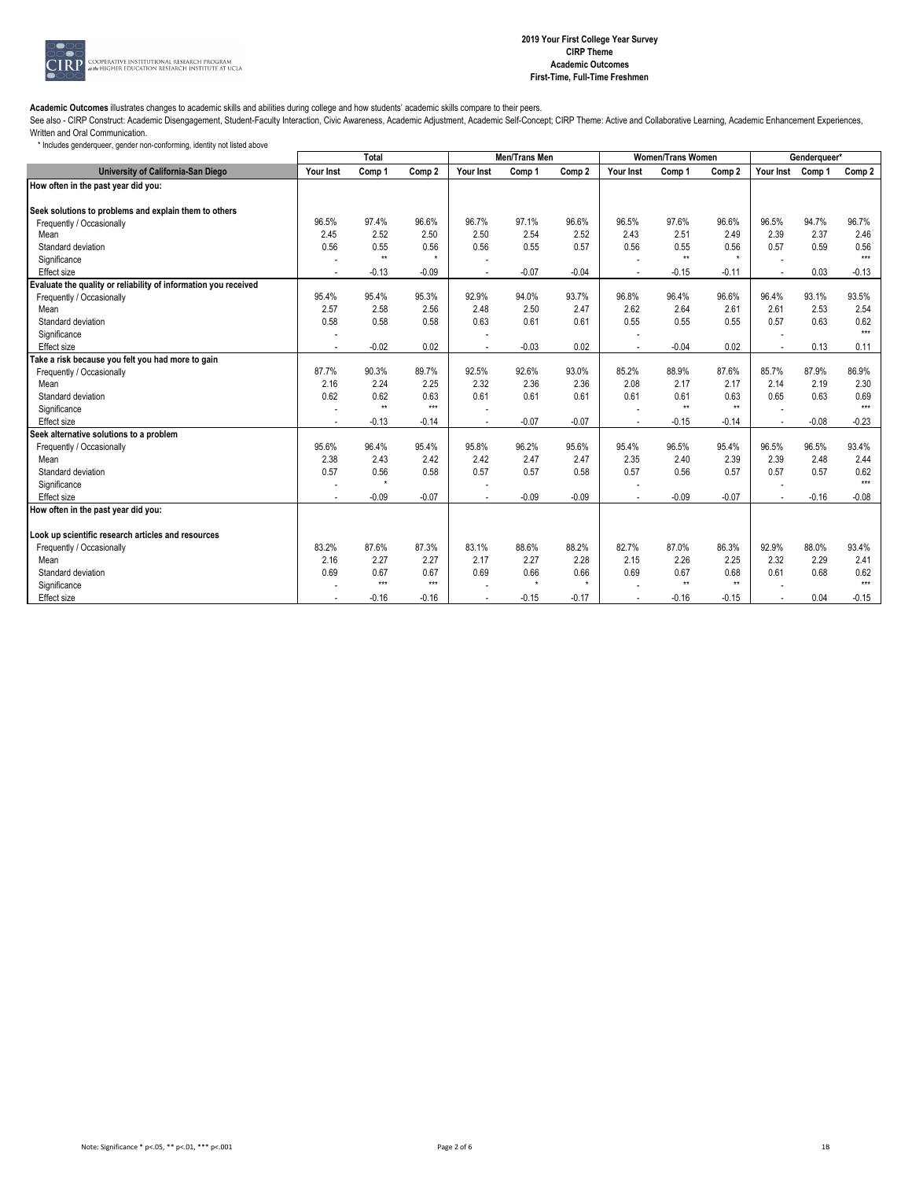**2019 Your First College Year Survey**
**CIRP Theme**
**Academic Outcomes**
**First-Time, Full-Time Freshmen**

**Academic Outcomes** illustrates changes to academic skills and abilities during college and how students' academic skills compare to their peers.
See also - CIRP Construct: Academic Disengagement, Student-Faculty Interaction, Civic Awareness, Academic Adjustment, Academic Self-Concept; CIRP Theme: Active and Collaborative Learning, Academic Enhancement Experiences, Written and Oral Communication.
* Includes genderqueer, gender non-conforming, identity not listed above

| | Total | | | Men/Trans Men | | | Women/Trans Women | | | Genderqueer* | | |
|---|---|---|---|---|---|---|---|---|---|---|---|---|
| **University of California-San Diego** | **Your Inst** | **Comp 1** | **Comp 2** | **Your Inst** | **Comp 1** | **Comp 2** | **Your Inst** | **Comp 1** | **Comp 2** | **Your Inst** | **Comp 1** | **Comp 2** |
| **How often in the past year did you:** | | | | | | | | | | | | |
| **Seek solutions to problems and explain them to others** | | | | | | | | | | | | |
| Frequently / Occasionally | 96.5% | 97.4% | 96.6% | 96.7% | 97.1% | 96.6% | 96.5% | 97.6% | 96.6% | 96.5% | 94.7% | 96.7% |
| Mean | 2.45 | 2.52 | 2.50 | 2.50 | 2.54 | 2.52 | 2.43 | 2.51 | 2.49 | 2.39 | 2.37 | 2.46 |
| Standard deviation | 0.56 | 0.55 | 0.56 | 0.56 | 0.55 | 0.57 | 0.56 | 0.55 | 0.56 | 0.57 | 0.59 | 0.56 |
| Significance | - | ** | * | - | | | - | ** | * | - | | *** |
| Effect size | - | -0.13 | -0.09 | - | -0.07 | -0.04 | - | -0.15 | -0.11 | - | 0.03 | -0.13 |
| **Evaluate the quality or reliability of information you received** | | | | | | | | | | | | |
| Frequently / Occasionally | 95.4% | 95.4% | 95.3% | 92.9% | 94.0% | 93.7% | 96.8% | 96.4% | 96.6% | 96.4% | 93.1% | 93.5% |
| Mean | 2.57 | 2.58 | 2.56 | 2.48 | 2.50 | 2.47 | 2.62 | 2.64 | 2.61 | 2.61 | 2.53 | 2.54 |
| Standard deviation | 0.58 | 0.58 | 0.58 | 0.63 | 0.61 | 0.61 | 0.55 | 0.55 | 0.55 | 0.57 | 0.63 | 0.62 |
| Significance | - | | | - | | | - | | | - | | *** |
| Effect size | - | -0.02 | 0.02 | - | -0.03 | 0.02 | - | -0.04 | 0.02 | - | 0.13 | 0.11 |
| **Take a risk because you felt you had more to gain** | | | | | | | | | | | | |
| Frequently / Occasionally | 87.7% | 90.3% | 89.7% | 92.5% | 92.6% | 93.0% | 85.2% | 88.9% | 87.6% | 85.7% | 87.9% | 86.9% |
| Mean | 2.16 | 2.24 | 2.25 | 2.32 | 2.36 | 2.36 | 2.08 | 2.17 | 2.17 | 2.14 | 2.19 | 2.30 |
| Standard deviation | 0.62 | 0.62 | 0.63 | 0.61 | 0.61 | 0.61 | 0.61 | 0.61 | 0.63 | 0.65 | 0.63 | 0.69 |
| Significance | - | ** | *** | - | | | - | ** | ** | - | | *** |
| Effect size | - | -0.13 | -0.14 | - | -0.07 | -0.07 | - | -0.15 | -0.14 | - | -0.08 | -0.23 |
| **Seek alternative solutions to a problem** | | | | | | | | | | | | |
| Frequently / Occasionally | 95.6% | 96.4% | 95.4% | 95.8% | 96.2% | 95.6% | 95.4% | 96.5% | 95.4% | 96.5% | 96.5% | 93.4% |
| Mean | 2.38 | 2.43 | 2.42 | 2.42 | 2.47 | 2.47 | 2.35 | 2.40 | 2.39 | 2.39 | 2.48 | 2.44 |
| Standard deviation | 0.57 | 0.56 | 0.58 | 0.57 | 0.57 | 0.58 | 0.57 | 0.56 | 0.57 | 0.57 | 0.57 | 0.62 |
| Significance | - | * | | - | | | - | | | - | | *** |
| Effect size | - | -0.09 | -0.07 | - | -0.09 | -0.09 | - | -0.09 | -0.07 | - | -0.16 | -0.08 |
| **How often in the past year did you:** | | | | | | | | | | | | |
| **Look up scientific research articles and resources** | | | | | | | | | | | | |
| Frequently / Occasionally | 83.2% | 87.6% | 87.3% | 83.1% | 88.6% | 88.2% | 82.7% | 87.0% | 86.3% | 92.9% | 88.0% | 93.4% |
| Mean | 2.16 | 2.27 | 2.27 | 2.17 | 2.27 | 2.28 | 2.15 | 2.26 | 2.25 | 2.32 | 2.29 | 2.41 |
| Standard deviation | 0.69 | 0.67 | 0.67 | 0.69 | 0.66 | 0.66 | 0.69 | 0.67 | 0.68 | 0.61 | 0.68 | 0.62 |
| Significance | - | *** | *** | - | * | * | - | ** | ** | - | | *** |
| Effect size | - | -0.16 | -0.16 | - | -0.15 | -0.17 | - | -0.16 | -0.15 | - | 0.04 | -0.15 |

Note: Significance * p<.05, ** p<.01, *** p<.001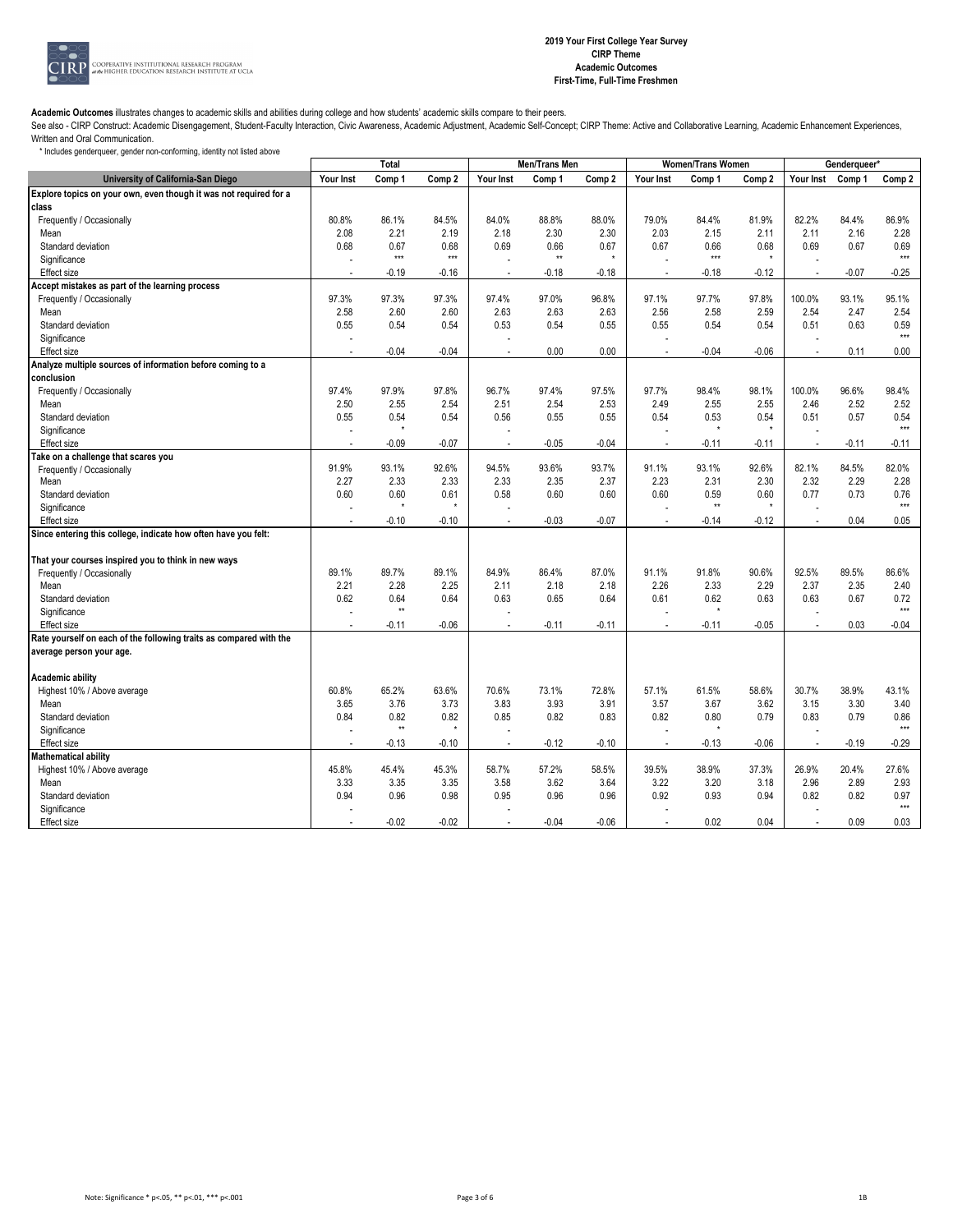**2019 Your First College Year Survey**
**CIRP Theme**
**Academic Outcomes**
**First-Time, Full-Time Freshmen**

**Academic Outcomes** illustrates changes to academic skills and abilities during college and how students' academic skills compare to their peers.

See also - CIRP Construct: Academic Disengagement, Student-Faculty Interaction, Civic Awareness, Academic Adjustment, Academic Self-Concept; CIRP Theme: Active and Collaborative Learning, Academic Enhancement Experiences, Written and Oral Communication.

\* Includes genderqueer, gender non-conforming, identity not listed above

| | Total | | | Men/Trans Men | | | Women/Trans Women | | | Genderqueer* | | |
|---|---|---|---|---|---|---|---|---|---|---|---|---|
| **University of California-San Diego** | **Your Inst** | **Comp 1** | **Comp 2** | **Your Inst** | **Comp 1** | **Comp 2** | **Your Inst** | **Comp 1** | **Comp 2** | **Your Inst** | **Comp 1** | **Comp 2** |
| **Explore topics on your own, even though it was not required for a class** | | | | | | | | | | | | |
| Frequently / Occasionally | 80.8% | 86.1% | 84.5% | 84.0% | 88.8% | 88.0% | 79.0% | 84.4% | 81.9% | 82.2% | 84.4% | 86.9% |
| Mean | 2.08 | 2.21 | 2.19 | 2.18 | 2.30 | 2.30 | 2.03 | 2.15 | 2.11 | 2.11 | 2.16 | 2.28 |
| Standard deviation | 0.68 | 0.67 | 0.68 | 0.69 | 0.66 | 0.67 | 0.67 | 0.66 | 0.68 | 0.69 | 0.67 | 0.69 |
| Significance | - | *** | *** | - | ** | * | - | *** | * | - | | *** |
| Effect size | - | -0.19 | -0.16 | - | -0.18 | -0.18 | - | -0.18 | -0.12 | - | -0.07 | -0.25 |
| **Accept mistakes as part of the learning process** | | | | | | | | | | | | |
| Frequently / Occasionally | 97.3% | 97.3% | 97.3% | 97.4% | 97.0% | 96.8% | 97.1% | 97.7% | 97.8% | 100.0% | 93.1% | 95.1% |
| Mean | 2.58 | 2.60 | 2.60 | 2.63 | 2.63 | 2.63 | 2.56 | 2.58 | 2.59 | 2.54 | 2.47 | 2.54 |
| Standard deviation | 0.55 | 0.54 | 0.54 | 0.53 | 0.54 | 0.55 | 0.55 | 0.54 | 0.54 | 0.51 | 0.63 | 0.59 |
| Significance | - | | | - | | | - | | | - | | *** |
| Effect size | - | -0.04 | -0.04 | - | 0.00 | 0.00 | - | -0.04 | -0.06 | - | 0.11 | 0.00 |
| **Analyze multiple sources of information before coming to a conclusion** | | | | | | | | | | | | |
| Frequently / Occasionally | 97.4% | 97.9% | 97.8% | 96.7% | 97.4% | 97.5% | 97.7% | 98.4% | 98.1% | 100.0% | 96.6% | 98.4% |
| Mean | 2.50 | 2.55 | 2.54 | 2.51 | 2.54 | 2.53 | 2.49 | 2.55 | 2.55 | 2.46 | 2.52 | 2.52 |
| Standard deviation | 0.55 | 0.54 | 0.54 | 0.56 | 0.55 | 0.55 | 0.54 | 0.53 | 0.54 | 0.51 | 0.57 | 0.54 |
| Significance | - | * | | - | | | - | * | * | - | | *** |
| Effect size | - | -0.09 | -0.07 | - | -0.05 | -0.04 | - | -0.11 | -0.11 | - | -0.11 | -0.11 |
| **Take on a challenge that scares you** | | | | | | | | | | | | |
| Frequently / Occasionally | 91.9% | 93.1% | 92.6% | 94.5% | 93.6% | 93.7% | 91.1% | 93.1% | 92.6% | 82.1% | 84.5% | 82.0% |
| Mean | 2.27 | 2.33 | 2.33 | 2.33 | 2.35 | 2.37 | 2.23 | 2.31 | 2.30 | 2.32 | 2.29 | 2.28 |
| Standard deviation | 0.60 | 0.60 | 0.61 | 0.58 | 0.60 | 0.60 | 0.60 | 0.59 | 0.60 | 0.77 | 0.73 | 0.76 |
| Significance | - | * | * | - | | | - | ** | * | - | | *** |
| Effect size | - | -0.10 | -0.10 | - | -0.03 | -0.07 | - | -0.14 | -0.12 | - | 0.04 | 0.05 |
| **Since entering this college, indicate how often have you felt:** | | | | | | | | | | | | |
| **That your courses inspired you to think in new ways** | | | | | | | | | | | | |
| Frequently / Occasionally | 89.1% | 89.7% | 89.1% | 84.9% | 86.4% | 87.0% | 91.1% | 91.8% | 90.6% | 92.5% | 89.5% | 86.6% |
| Mean | 2.21 | 2.28 | 2.25 | 2.11 | 2.18 | 2.18 | 2.26 | 2.33 | 2.29 | 2.37 | 2.35 | 2.40 |
| Standard deviation | 0.62 | 0.64 | 0.64 | 0.63 | 0.65 | 0.64 | 0.61 | 0.62 | 0.63 | 0.63 | 0.67 | 0.72 |
| Significance | - | ** | | - | | | - | * | | - | | *** |
| Effect size | - | -0.11 | -0.06 | - | -0.11 | -0.11 | - | -0.11 | -0.05 | - | 0.03 | -0.04 |
| **Rate yourself on each of the following traits as compared with the average person your age.** | | | | | | | | | | | | |
| **Academic ability** | | | | | | | | | | | | |
| Highest 10% / Above average | 60.8% | 65.2% | 63.6% | 70.6% | 73.1% | 72.8% | 57.1% | 61.5% | 58.6% | 30.7% | 38.9% | 43.1% |
| Mean | 3.65 | 3.76 | 3.73 | 3.83 | 3.93 | 3.91 | 3.57 | 3.67 | 3.62 | 3.15 | 3.30 | 3.40 |
| Standard deviation | 0.84 | 0.82 | 0.82 | 0.85 | 0.82 | 0.83 | 0.82 | 0.80 | 0.79 | 0.83 | 0.79 | 0.86 |
| Significance | - | ** | * | - | | | - | * | | - | | *** |
| Effect size | - | -0.13 | -0.10 | - | -0.12 | -0.10 | - | -0.13 | -0.06 | - | -0.19 | -0.29 |
| **Mathematical ability** | | | | | | | | | | | | |
| Highest 10% / Above average | 45.8% | 45.4% | 45.3% | 58.7% | 57.2% | 58.5% | 39.5% | 38.9% | 37.3% | 26.9% | 20.4% | 27.6% |
| Mean | 3.33 | 3.35 | 3.35 | 3.58 | 3.62 | 3.64 | 3.22 | 3.20 | 3.18 | 2.96 | 2.89 | 2.93 |
| Standard deviation | 0.94 | 0.96 | 0.98 | 0.95 | 0.96 | 0.96 | 0.92 | 0.93 | 0.94 | 0.82 | 0.82 | 0.97 |
| Significance | - | | | - | | | - | | | - | | *** |
| Effect size | - | -0.02 | -0.02 | - | -0.04 | -0.06 | - | 0.02 | 0.04 | - | 0.09 | 0.03 |

Note: Significance * p<.05, ** p<.01, *** p<.001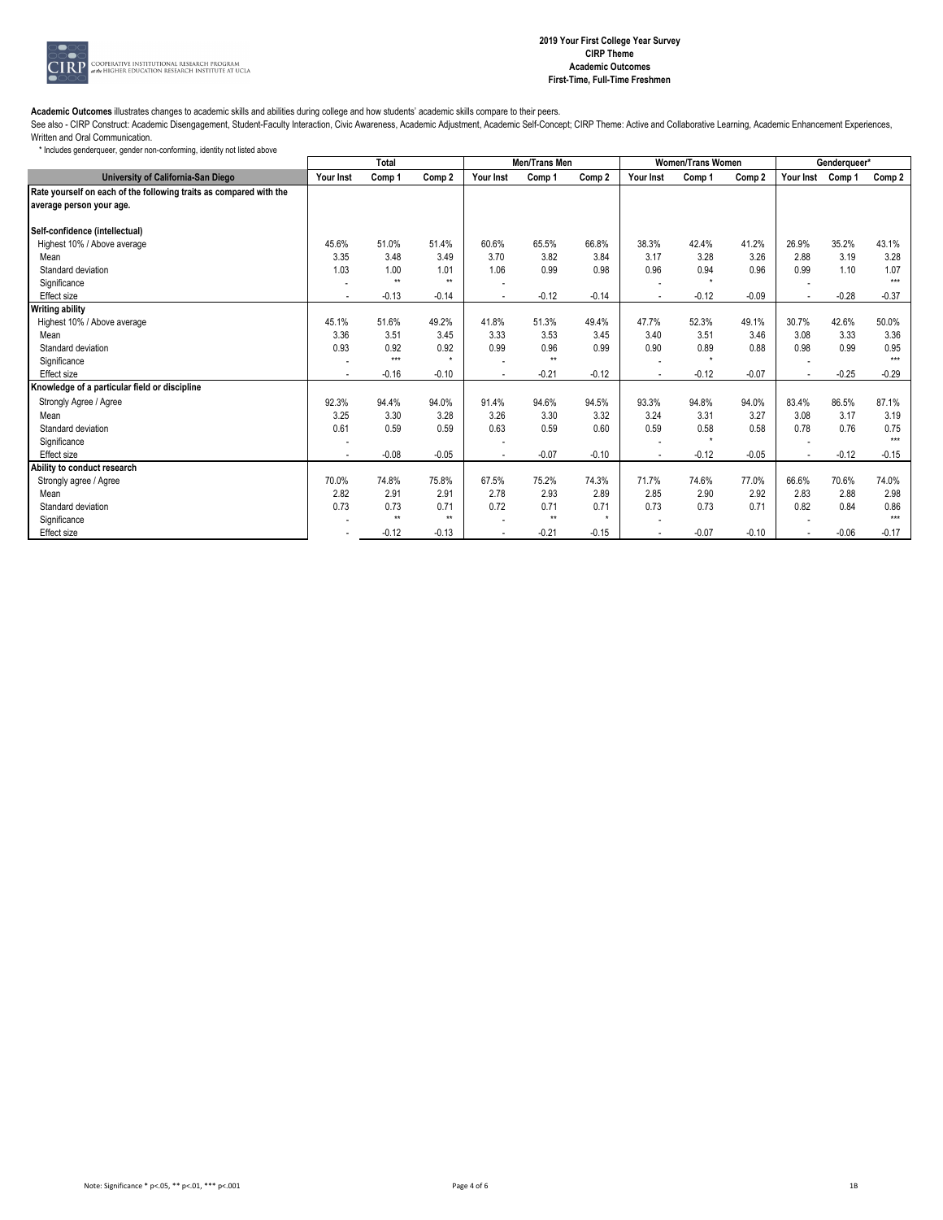**2019 Your First College Year Survey**
**CIRP Theme**
**Academic Outcomes**
**First-Time, Full-Time Freshmen**

**Academic Outcomes** illustrates changes to academic skills and abilities during college and how students' academic skills compare to their peers.

See also - CIRP Construct: Academic Disengagement, Student-Faculty Interaction, Civic Awareness, Academic Adjustment, Academic Self-Concept; CIRP Theme: Active and Collaborative Learning, Academic Enhancement Experiences, Written and Oral Communication.

\* Includes genderqueer, gender non-conforming, identity not listed above

| | Total | | | Men/Trans Men | | | Women/Trans Women | | | Genderqueer* | | |
|---|---|---|---|---|---|---|---|---|---|---|---|---|
| **University of California-San Diego** | Your Inst | Comp 1 | Comp 2 | Your Inst | Comp 1 | Comp 2 | Your Inst | Comp 1 | Comp 2 | Your Inst | Comp 1 | Comp 2 |
| **Rate yourself on each of the following traits as compared with the average person your age.** | | | | | | | | | | | | |
| **Self-confidence (intellectual)** | | | | | | | | | | | | |
| Highest 10% / Above average | 45.6% | 51.0% | 51.4% | 60.6% | 65.5% | 66.8% | 38.3% | 42.4% | 41.2% | 26.9% | 35.2% | 43.1% |
| Mean | 3.35 | 3.48 | 3.49 | 3.70 | 3.82 | 3.84 | 3.17 | 3.28 | 3.26 | 2.88 | 3.19 | 3.28 |
| Standard deviation | 1.03 | 1.00 | 1.01 | 1.06 | 0.99 | 0.98 | 0.96 | 0.94 | 0.96 | 0.99 | 1.10 | 1.07 |
| Significance | - | ** | ** | - | | | - | * | | - | | *** |
| Effect size | - | -0.13 | -0.14 | - | -0.12 | -0.14 | - | -0.12 | -0.09 | - | -0.28 | -0.37 |
| **Writing ability** | | | | | | | | | | | | |
| Highest 10% / Above average | 45.1% | 51.6% | 49.2% | 41.8% | 51.3% | 49.4% | 47.7% | 52.3% | 49.1% | 30.7% | 42.6% | 50.0% |
| Mean | 3.36 | 3.51 | 3.45 | 3.33 | 3.53 | 3.45 | 3.40 | 3.51 | 3.46 | 3.08 | 3.33 | 3.36 |
| Standard deviation | 0.93 | 0.92 | 0.92 | 0.99 | 0.96 | 0.99 | 0.90 | 0.89 | 0.88 | 0.98 | 0.99 | 0.95 |
| Significance | - | *** | * | - | ** | | - | * | | - | | *** |
| Effect size | - | -0.16 | -0.10 | - | -0.21 | -0.12 | - | -0.12 | -0.07 | - | -0.25 | -0.29 |
| **Knowledge of a particular field or discipline** | | | | | | | | | | | | |
| Strongly Agree / Agree | 92.3% | 94.4% | 94.0% | 91.4% | 94.6% | 94.5% | 93.3% | 94.8% | 94.0% | 83.4% | 86.5% | 87.1% |
| Mean | 3.25 | 3.30 | 3.28 | 3.26 | 3.30 | 3.32 | 3.24 | 3.31 | 3.27 | 3.08 | 3.17 | 3.19 |
| Standard deviation | 0.61 | 0.59 | 0.59 | 0.63 | 0.59 | 0.60 | 0.59 | 0.58 | 0.58 | 0.78 | 0.76 | 0.75 |
| Significance | - | | | - | | | - | * | | - | | *** |
| Effect size | - | -0.08 | -0.05 | - | -0.07 | -0.10 | - | -0.12 | -0.05 | - | -0.12 | -0.15 |
| **Ability to conduct research** | | | | | | | | | | | | |
| Strongly agree / Agree | 70.0% | 74.8% | 75.8% | 67.5% | 75.2% | 74.3% | 71.7% | 74.6% | 77.0% | 66.6% | 70.6% | 74.0% |
| Mean | 2.82 | 2.91 | 2.91 | 2.78 | 2.93 | 2.89 | 2.85 | 2.90 | 2.92 | 2.83 | 2.88 | 2.98 |
| Standard deviation | 0.73 | 0.73 | 0.71 | 0.72 | 0.71 | 0.71 | 0.73 | 0.73 | 0.71 | 0.82 | 0.84 | 0.86 |
| Significance | - | ** | ** | - | ** | * | - | | | - | | *** |
| Effect size | - | -0.12 | -0.13 | - | -0.21 | -0.15 | - | -0.07 | -0.10 | - | -0.06 | -0.17 |

Note: Significance * p<.05, ** p<.01, *** p<.001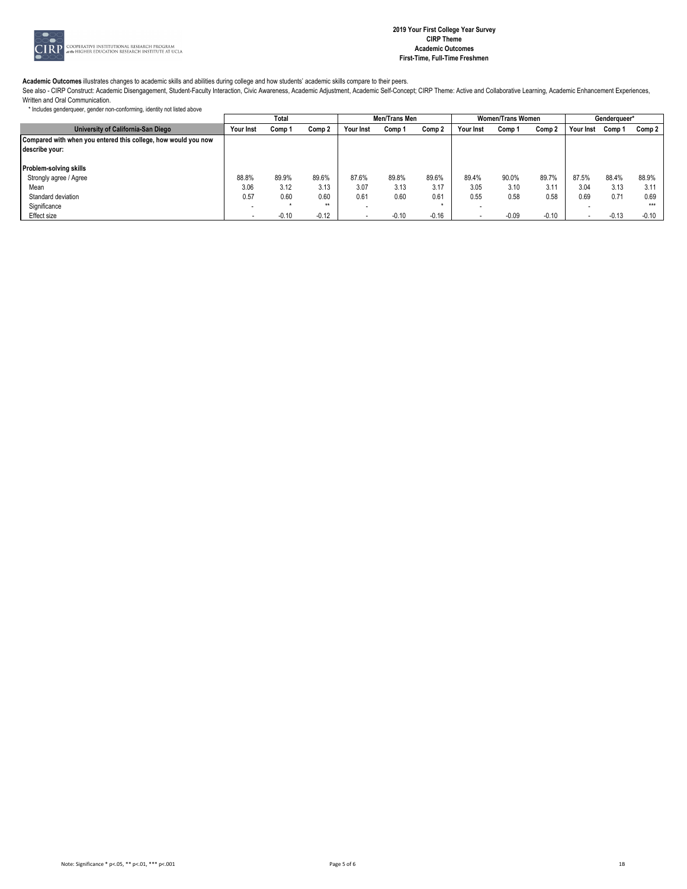**2019 Your First College Year Survey**
**CIRP Theme**
**Academic Outcomes**
**First-Time, Full-Time Freshmen**

**Academic Outcomes** illustrates changes to academic skills and abilities during college and how students' academic skills compare to their peers.

See also - CIRP Construct: Academic Disengagement, Student-Faculty Interaction, Civic Awareness, Academic Adjustment, Academic Self-Concept; CIRP Theme: Active and Collaborative Learning, Academic Enhancement Experiences, Written and Oral Communication.

\* Includes genderqueer, gender non-conforming, identity not listed above

| | Total | | | Men/Trans Men | | | Women/Trans Women | | | Genderqueer* | | |
|---|---|---|---|---|---|---|---|---|---|---|---|---|
| **University of California-San Diego** | **Your Inst** | **Comp 1** | **Comp 2** | **Your Inst** | **Comp 1** | **Comp 2** | **Your Inst** | **Comp 1** | **Comp 2** | **Your Inst** | **Comp 1** | **Comp 2** |
| **Compared with when you entered this college, how would you now describe your:** | | | | | | | | | | | | |
| **Problem-solving skills** | | | | | | | | | | | | |
| Strongly agree / Agree | 88.8% | 89.9% | 89.6% | 87.6% | 89.8% | 89.6% | 89.4% | 90.0% | 89.7% | 87.5% | 88.4% | 88.9% |
| Mean | 3.06 | 3.12 | 3.13 | 3.07 | 3.13 | 3.17 | 3.05 | 3.10 | 3.11 | 3.04 | 3.13 | 3.11 |
| Standard deviation | 0.57 | 0.60 | 0.60 | 0.61 | 0.60 | 0.61 | 0.55 | 0.58 | 0.58 | 0.69 | 0.71 | 0.69 |
| Significance | - | * | ** | - | | * | - | | | - | | *** |
| Effect size | - | -0.10 | -0.12 | - | -0.10 | -0.16 | - | -0.09 | -0.10 | - | -0.13 | -0.10 |

Note: Significance * p<.05, ** p<.01, *** p<.001